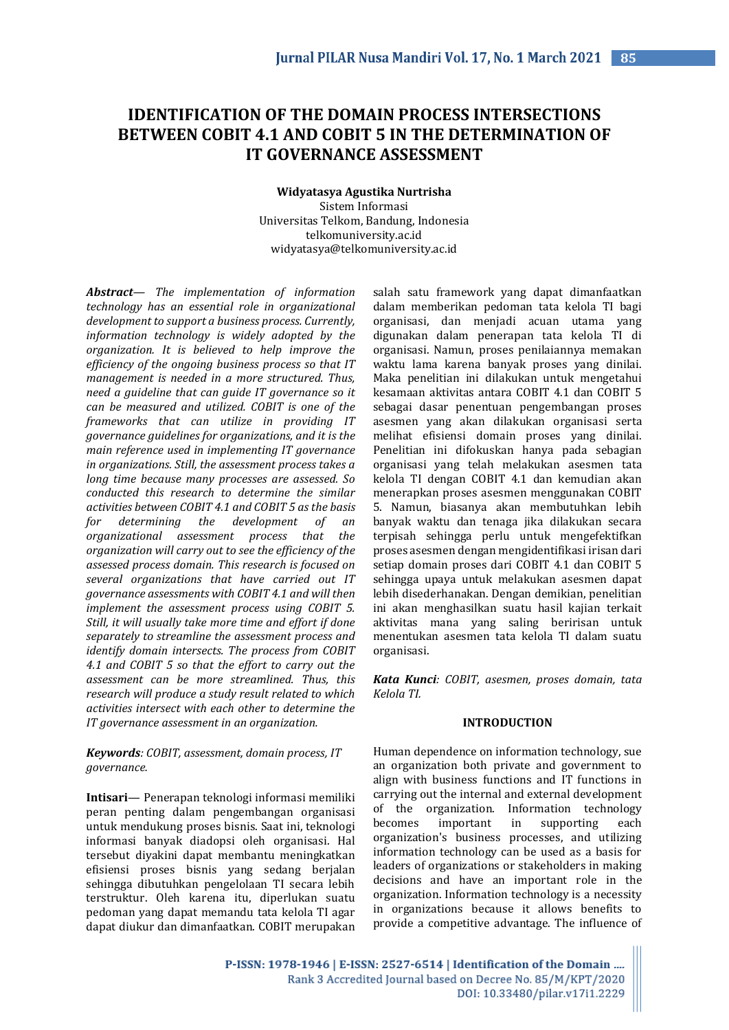# IDENTIFICATION OF THE DOMAIN PROCESS INTERSECTIONS BETWEEN COBIT 4.1 AND COBIT 5 IN THE DETERMINATION OF IT GOVERNANCE ASSESSMENT

**Widyatasya Agustika Nurtrisha**

Sistem Informasi
Universitas Telkom, Bandung, Indonesia
telkomuniversity.ac.id
widyatasya@telkomuniversity.ac.id

***Abstract***— *The implementation of information technology has an essential role in organizational development to support a business process. Currently, information technology is widely adopted by the organization. It is believed to help improve the efficiency of the ongoing business process so that IT management is needed in a more structured. Thus, need a guideline that can guide IT governance so it can be measured and utilized. COBIT is one of the frameworks that can utilize in providing IT governance guidelines for organizations, and it is the main reference used in implementing IT governance in organizations. Still, the assessment process takes a long time because many processes are assessed. So conducted this research to determine the similar activities between COBIT 4.1 and COBIT 5 as the basis for determining the development of an organizational assessment process that the organization will carry out to see the efficiency of the assessed process domain. This research is focused on several organizations that have carried out IT governance assessments with COBIT 4.1 and will then implement the assessment process using COBIT 5. Still, it will usually take more time and effort if done separately to streamline the assessment process and identify domain intersects. The process from COBIT 4.1 and COBIT 5 so that the effort to carry out the assessment can be more streamlined. Thus, this research will produce a study result related to which activities intersect with each other to determine the IT governance assessment in an organization.*

***Keywords****: COBIT, assessment, domain process, IT governance.*

**Intisari**— Penerapan teknologi informasi memiliki peran penting dalam pengembangan organisasi untuk mendukung proses bisnis. Saat ini, teknologi informasi banyak diadopsi oleh organisasi. Hal tersebut diyakini dapat membantu meningkatkan efisiensi proses bisnis yang sedang berjalan sehingga dibutuhkan pengelolaan TI secara lebih terstruktur. Oleh karena itu, diperlukan suatu pedoman yang dapat memandu tata kelola TI agar dapat diukur dan dimanfaatkan. COBIT merupakan salah satu framework yang dapat dimanfaatkan dalam memberikan pedoman tata kelola TI bagi organisasi, dan menjadi acuan utama yang digunakan dalam penerapan tata kelola TI di organisasi. Namun, proses penilaiannya memakan waktu lama karena banyak proses yang dinilai. Maka penelitian ini dilakukan untuk mengetahui kesamaan aktivitas antara COBIT 4.1 dan COBIT 5 sebagai dasar penentuan pengembangan proses asesmen yang akan dilakukan organisasi serta melihat efisiensi domain proses yang dinilai. Penelitian ini difokuskan hanya pada sebagian organisasi yang telah melakukan asesmen tata kelola TI dengan COBIT 4.1 dan kemudian akan menerapkan proses asesmen menggunakan COBIT 5. Namun, biasanya akan membutuhkan lebih banyak waktu dan tenaga jika dilakukan secara terpisah sehingga perlu untuk mengefektifkan proses asesmen dengan mengidentifikasi irisan dari setiap domain proses dari COBIT 4.1 dan COBIT 5 sehingga upaya untuk melakukan asesmen dapat lebih disederhanakan. Dengan demikian, penelitian ini akan menghasilkan suatu hasil kajian terkait aktivitas mana yang saling beririsan untuk menentukan asesmen tata kelola TI dalam suatu organisasi.

***Kata Kunci****: COBIT, asesmen, proses domain, tata Kelola TI.*

## INTRODUCTION

Human dependence on information technology, sue an organization both private and government to align with business functions and IT functions in carrying out the internal and external development of the organization. Information technology becomes important in supporting each organization's business processes, and utilizing information technology can be used as a basis for leaders of organizations or stakeholders in making decisions and have an important role in the organization. Information technology is a necessity in organizations because it allows benefits to provide a competitive advantage. The influence of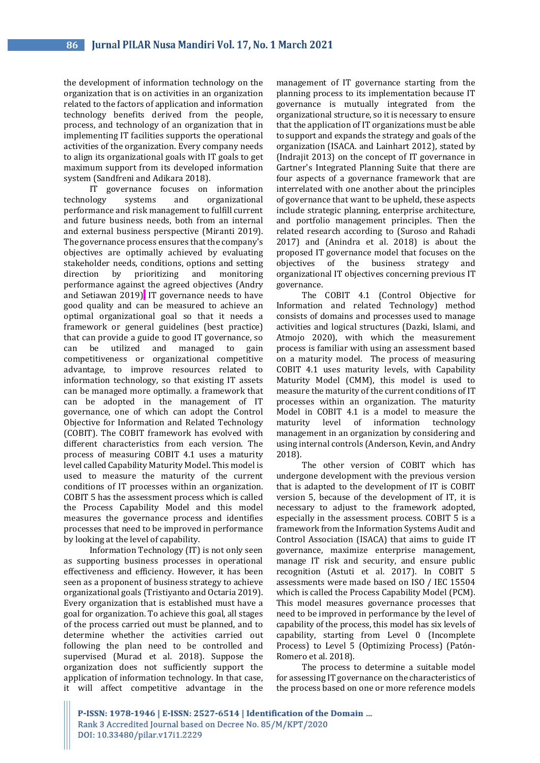the development of information technology on the organization that is on activities in an organization related to the factors of application and information technology benefits derived from the people, process, and technology of an organization that in implementing IT facilities supports the operational activities of the organization. Every company needs to align its organizational goals with IT goals to get maximum support from its developed information system (Sandfreni and Adikara 2018).

IT governance focuses on information technology systems and organizational performance and risk management to fulfill current and future business needs, both from an internal and external business perspective (Miranti 2019). The governance process ensures that the company's objectives are optimally achieved by evaluating stakeholder needs, conditions, options and setting direction by prioritizing and monitoring performance against the agreed objectives (Andry and Setiawan 2019). IT governance needs to have good quality and can be measured to achieve an optimal organizational goal so that it needs a framework or general guidelines (best practice) that can provide a guide to good IT governance, so can be utilized and managed to gain competitiveness or organizational competitive advantage, to improve resources related to information technology, so that existing IT assets can be managed more optimally. a framework that can be adopted in the management of IT governance, one of which can adopt the Control Objective for Information and Related Technology (COBIT). The COBIT framework has evolved with different characteristics from each version. The process of measuring COBIT 4.1 uses a maturity level called Capability Maturity Model. This model is used to measure the maturity of the current conditions of IT processes within an organization. COBIT 5 has the assessment process which is called the Process Capability Model and this model measures the governance process and identifies processes that need to be improved in performance by looking at the level of capability.

Information Technology (IT) is not only seen as supporting business processes in operational effectiveness and efficiency. However, it has been seen as a proponent of business strategy to achieve organizational goals (Tristiyanto and Octaria 2019). Every organization that is established must have a goal for organization. To achieve this goal, all stages of the process carried out must be planned, and to determine whether the activities carried out following the plan need to be controlled and supervised (Murad et al. 2018). Suppose the organization does not sufficiently support the application of information technology. In that case, it will affect competitive advantage in the management of IT governance starting from the planning process to its implementation because IT governance is mutually integrated from the organizational structure, so it is necessary to ensure that the application of IT organizations must be able to support and expands the strategy and goals of the organization (ISACA. and Lainhart 2012), stated by (Indrajit 2013) on the concept of IT governance in Gartner's Integrated Planning Suite that there are four aspects of a governance framework that are interrelated with one another about the principles of governance that want to be upheld, these aspects include strategic planning, enterprise architecture, and portfolio management principles. Then the related research according to (Suroso and Rahadi 2017) and (Anindra et al. 2018) is about the proposed IT governance model that focuses on the objectives of the business strategy and organizational IT objectives concerning previous IT governance.

The COBIT 4.1 (Control Objective for Information and related Technology) method consists of domains and processes used to manage activities and logical structures (Dazki, Islami, and Atmojo 2020), with which the measurement process is familiar with using an assessment based on a maturity model. The process of measuring COBIT 4.1 uses maturity levels, with Capability Maturity Model (CMM), this model is used to measure the maturity of the current conditions of IT processes within an organization. The maturity Model in COBIT 4.1 is a model to measure the maturity level of information technology management in an organization by considering and using internal controls (Anderson, Kevin, and Andry 2018).

The other version of COBIT which has undergone development with the previous version that is adapted to the development of IT is COBIT version 5, because of the development of IT, it is necessary to adjust to the framework adopted, especially in the assessment process. COBIT 5 is a framework from the Information Systems Audit and Control Association (ISACA) that aims to guide IT governance, maximize enterprise management, manage IT risk and security, and ensure public recognition (Astuti et al. 2017). In COBIT 5 assessments were made based on ISO / IEC 15504 which is called the Process Capability Model (PCM). This model measures governance processes that need to be improved in performance by the level of capability of the process, this model has six levels of capability, starting from Level 0 (Incomplete Process) to Level 5 (Optimizing Process) (Patón-Romero et al. 2018).

The process to determine a suitable model for assessing IT governance on the characteristics of the process based on one or more reference models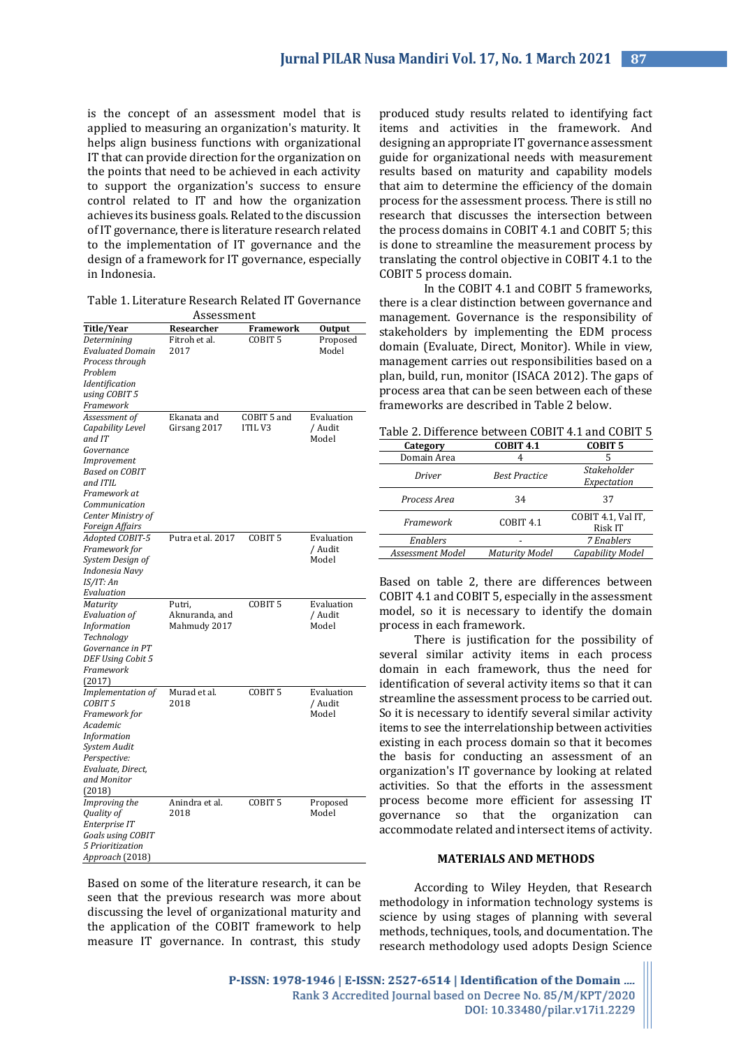is the concept of an assessment model that is applied to measuring an organization's maturity. It helps align business functions with organizational IT that can provide direction for the organization on the points that need to be achieved in each activity to support the organization's success to ensure control related to IT and how the organization achieves its business goals. Related to the discussion of IT governance, there is literature research related to the implementation of IT governance and the design of a framework for IT governance, especially in Indonesia.

Table 1. Literature Research Related IT Governance Assessment

| Title/Year | Researcher | Framework | Output |
|---|---|---|---|
| *Determining Evaluated Domain Process through Problem Identification using COBIT 5 Framework* | Fitroh et al. 2017 | COBIT 5 | Proposed Model |
| *Assessment of Capability Level and IT Governance Improvement Based on COBIT and ITIL Framework at Communication Center Ministry of Foreign Affairs* | Ekanata and Girsang 2017 | COBIT 5 and ITIL V3 | Evaluation / Audit Model |
| *Adopted COBIT-5 Framework for System Design of Indonesia Navy IS/IT: An Evaluation* | Putra et al. 2017 | COBIT 5 | Evaluation / Audit Model |
| *Maturity Evaluation of Information Technology Governance in PT DEF Using Cobit 5 Framework* (2017) | Putri, Aknuranda, and Mahmudy 2017 | COBIT 5 | Evaluation / Audit Model |
| *Implementation of COBIT 5 Framework for Academic Information System Audit Perspective: Evaluate, Direct, and Monitor* (2018) | Murad et al. 2018 | COBIT 5 | Evaluation / Audit Model |
| *Improving the Quality of Enterprise IT Goals using COBIT 5 Prioritization Approach* (2018) | Anindra et al. 2018 | COBIT 5 | Proposed Model |

Based on some of the literature research, it can be seen that the previous research was more about discussing the level of organizational maturity and the application of the COBIT framework to help measure IT governance. In contrast, this study produced study results related to identifying fact items and activities in the framework. And designing an appropriate IT governance assessment guide for organizational needs with measurement results based on maturity and capability models that aim to determine the efficiency of the domain process for the assessment process. There is still no research that discusses the intersection between the process domains in COBIT 4.1 and COBIT 5; this is done to streamline the measurement process by translating the control objective in COBIT 4.1 to the COBIT 5 process domain.

In the COBIT 4.1 and COBIT 5 frameworks, there is a clear distinction between governance and management. Governance is the responsibility of stakeholders by implementing the EDM process domain (Evaluate, Direct, Monitor). While in view, management carries out responsibilities based on a plan, build, run, monitor (ISACA 2012). The gaps of process area that can be seen between each of these frameworks are described in Table 2 below.

Table 2. Difference between COBIT 4.1 and COBIT 5

| Category | COBIT 4.1 | COBIT 5 |
|---|---|---|
| Domain Area | 4 | 5 |
| *Driver* | *Best Practice* | *Stakeholder Expectation* |
| *Process Area* | 34 | 37 |
| *Framework* | COBIT 4.1 | COBIT 4.1, Val IT, Risk IT |
| *Enablers* | - | *7 Enablers* |
| *Assessment Model* | *Maturity Model* | *Capability Model* |

Based on table 2, there are differences between COBIT 4.1 and COBIT 5, especially in the assessment model, so it is necessary to identify the domain process in each framework.

There is justification for the possibility of several similar activity items in each process domain in each framework, thus the need for identification of several activity items so that it can streamline the assessment process to be carried out. So it is necessary to identify several similar activity items to see the interrelationship between activities existing in each process domain so that it becomes the basis for conducting an assessment of an organization's IT governance by looking at related activities. So that the efforts in the assessment process become more efficient for assessing IT governance so that the organization can accommodate related and intersect items of activity.

## MATERIALS AND METHODS

According to Wiley Heyden, that Research methodology in information technology systems is science by using stages of planning with several methods, techniques, tools, and documentation. The research methodology used adopts Design Science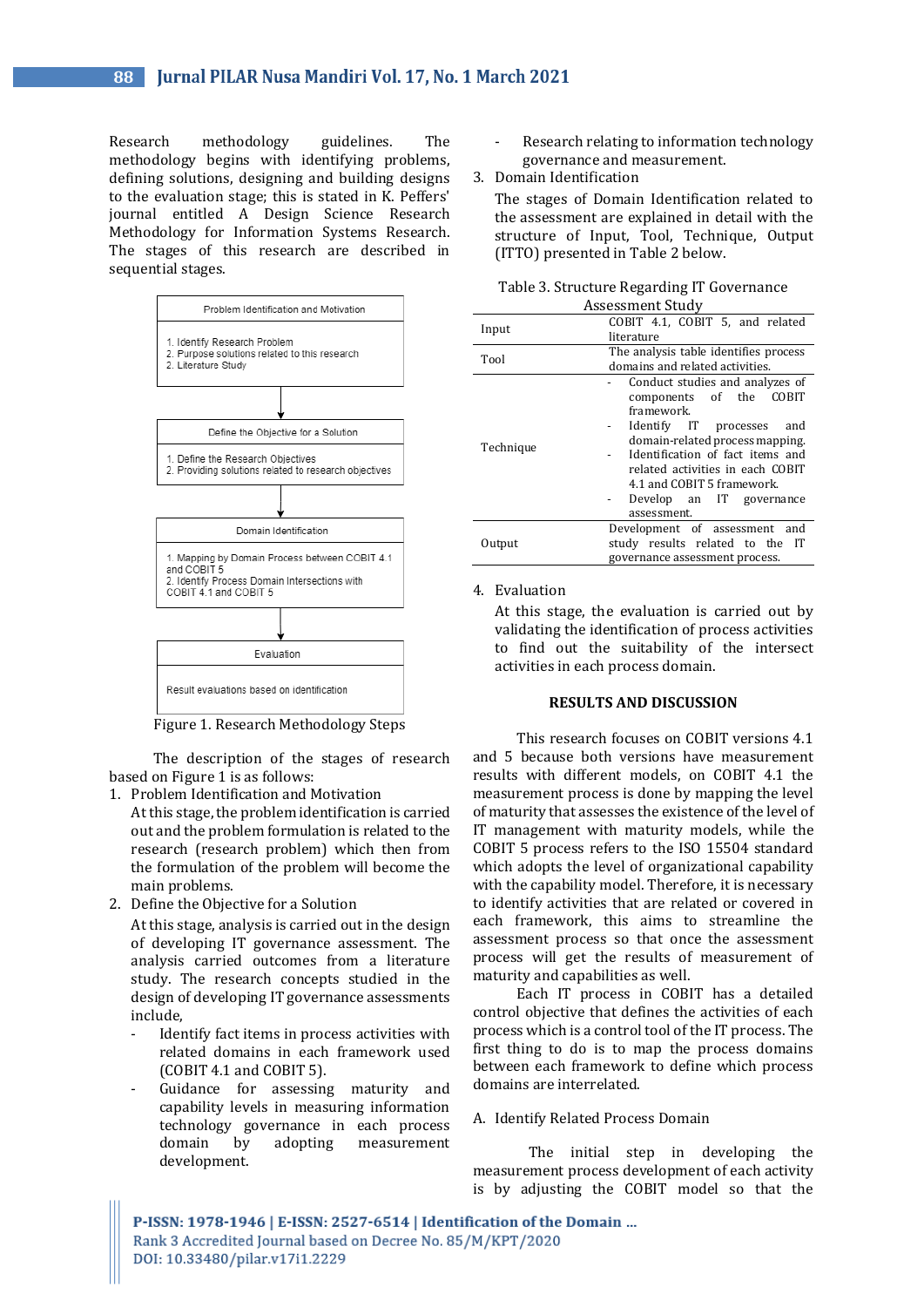Research methodology guidelines. The methodology begins with identifying problems, defining solutions, designing and building designs to the evaluation stage; this is stated in K. Peffers' journal entitled A Design Science Research Methodology for Information Systems Research. The stages of this research are described in sequential stages.

Problem Identification and Motivation

1. Identify Research Problem
2. Purpose solutions related to this research
2. Literature Study

Define the Objective for a Solution

1. Define the Research Objectives
2. Providing solutions related to research objectives

Domain Identification

1. Mapping by Domain Process between COBIT 4.1 and COBIT 5
2. Identify Process Domain Intersections with COBIT 4.1 and COBIT 5

Evaluation

Result evaluations based on identification

Figure 1. Research Methodology Steps

The description of the stages of research based on Figure 1 is as follows:

1. Problem Identification and Motivation

   At this stage, the problem identification is carried out and the problem formulation is related to the research (research problem) which then from the formulation of the problem will become the main problems.

2. Define the Objective for a Solution

   At this stage, analysis is carried out in the design of developing IT governance assessment. The analysis carried outcomes from a literature study. The research concepts studied in the design of developing IT governance assessments include,

   - Identify fact items in process activities with related domains in each framework used (COBIT 4.1 and COBIT 5).
   - Guidance for assessing maturity and capability levels in measuring information technology governance in each process domain by adopting measurement development.
   - Research relating to information technology governance and measurement.

3. Domain Identification

   The stages of Domain Identification related to the assessment are explained in detail with the structure of Input, Tool, Technique, Output (ITTO) presented in Table 2 below.

Table 3. Structure Regarding IT Governance Assessment Study

| | |
|---|---|
| Input | COBIT 4.1, COBIT 5, and related literature |
| Tool | The analysis table identifies process domains and related activities. |
| Technique | - Conduct studies and analyzes of components of the COBIT framework.<br>- Identify IT processes and domain-related process mapping.<br>- Identification of fact items and related activities in each COBIT 4.1 and COBIT 5 framework.<br>- Develop an IT governance assessment. |
| Output | Development of assessment and study results related to the IT governance assessment process. |

4. Evaluation

   At this stage, the evaluation is carried out by validating the identification of process activities to find out the suitability of the intersect activities in each process domain.

## RESULTS AND DISCUSSION

This research focuses on COBIT versions 4.1 and 5 because both versions have measurement results with different models, on COBIT 4.1 the measurement process is done by mapping the level of maturity that assesses the existence of the level of IT management with maturity models, while the COBIT 5 process refers to the ISO 15504 standard which adopts the level of organizational capability with the capability model. Therefore, it is necessary to identify activities that are related or covered in each framework, this aims to streamline the assessment process so that once the assessment process will get the results of measurement of maturity and capabilities as well.

Each IT process in COBIT has a detailed control objective that defines the activities of each process which is a control tool of the IT process. The first thing to do is to map the process domains between each framework to define which process domains are interrelated.

### A. Identify Related Process Domain

The initial step in developing the measurement process development of each activity is by adjusting the COBIT model so that the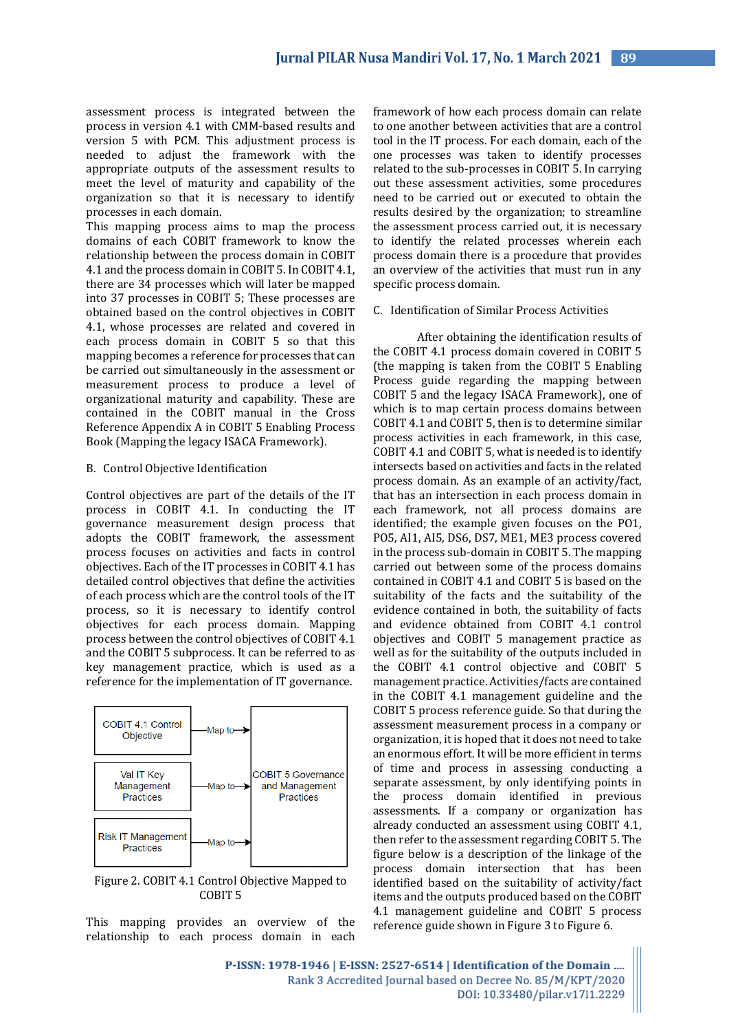assessment process is integrated between the process in version 4.1 with CMM-based results and version 5 with PCM. This adjustment process is needed to adjust the framework with the appropriate outputs of the assessment results to meet the level of maturity and capability of the organization so that it is necessary to identify processes in each domain.

This mapping process aims to map the process domains of each COBIT framework to know the relationship between the process domain in COBIT 4.1 and the process domain in COBIT 5. In COBIT 4.1, there are 34 processes which will later be mapped into 37 processes in COBIT 5; These processes are obtained based on the control objectives in COBIT 4.1, whose processes are related and covered in each process domain in COBIT 5 so that this mapping becomes a reference for processes that can be carried out simultaneously in the assessment or measurement process to produce a level of organizational maturity and capability. These are contained in the COBIT manual in the Cross Reference Appendix A in COBIT 5 Enabling Process Book (Mapping the legacy ISACA Framework).

B. Control Objective Identification

Control objectives are part of the details of the IT process in COBIT 4.1. In conducting the IT governance measurement design process that adopts the COBIT framework, the assessment process focuses on activities and facts in control objectives. Each of the IT processes in COBIT 4.1 has detailed control objectives that define the activities of each process which are the control tools of the IT process, so it is necessary to identify control objectives for each process domain. Mapping process between the control objectives of COBIT 4.1 and the COBIT 5 subprocess. It can be referred to as key management practice, which is used as a reference for the implementation of IT governance.

| Source | | Target |
|---|---|---|
| COBIT 4.1 Control Objective | Map to → | COBIT 5 Governance and Management Practices |
| Val IT Key Management Practices | Map to → | |
| Risk IT Management Practices | Map to → | |

Figure 2. COBIT 4.1 Control Objective Mapped to COBIT 5

This mapping provides an overview of the relationship to each process domain in each framework of how each process domain can relate to one another between activities that are a control tool in the IT process. For each domain, each of the one processes was taken to identify processes related to the sub-processes in COBIT 5. In carrying out these assessment activities, some procedures need to be carried out or executed to obtain the results desired by the organization; to streamline the assessment process carried out, it is necessary to identify the related processes wherein each process domain there is a procedure that provides an overview of the activities that must run in any specific process domain.

C. Identification of Similar Process Activities

After obtaining the identification results of the COBIT 4.1 process domain covered in COBIT 5 (the mapping is taken from the COBIT 5 Enabling Process guide regarding the mapping between COBIT 5 and the legacy ISACA Framework), one of which is to map certain process domains between COBIT 4.1 and COBIT 5, then is to determine similar process activities in each framework, in this case, COBIT 4.1 and COBIT 5, what is needed is to identify intersects based on activities and facts in the related process domain. As an example of an activity/fact, that has an intersection in each process domain in each framework, not all process domains are identified; the example given focuses on the PO1, PO5, AI1, AI5, DS6, DS7, ME1, ME3 process covered in the process sub-domain in COBIT 5. The mapping carried out between some of the process domains contained in COBIT 4.1 and COBIT 5 is based on the suitability of the facts and the suitability of the evidence contained in both, the suitability of facts and evidence obtained from COBIT 4.1 control objectives and COBIT 5 management practice as well as for the suitability of the outputs included in the COBIT 4.1 control objective and COBIT 5 management practice. Activities/facts are contained in the COBIT 4.1 management guideline and the COBIT 5 process reference guide. So that during the assessment measurement process in a company or organization, it is hoped that it does not need to take an enormous effort. It will be more efficient in terms of time and process in assessing conducting a separate assessment, by only identifying points in the process domain identified in previous assessments. If a company or organization has already conducted an assessment using COBIT 4.1, then refer to the assessment regarding COBIT 5. The figure below is a description of the linkage of the process domain intersection that has been identified based on the suitability of activity/fact items and the outputs produced based on the COBIT 4.1 management guideline and COBIT 5 process reference guide shown in Figure 3 to Figure 6.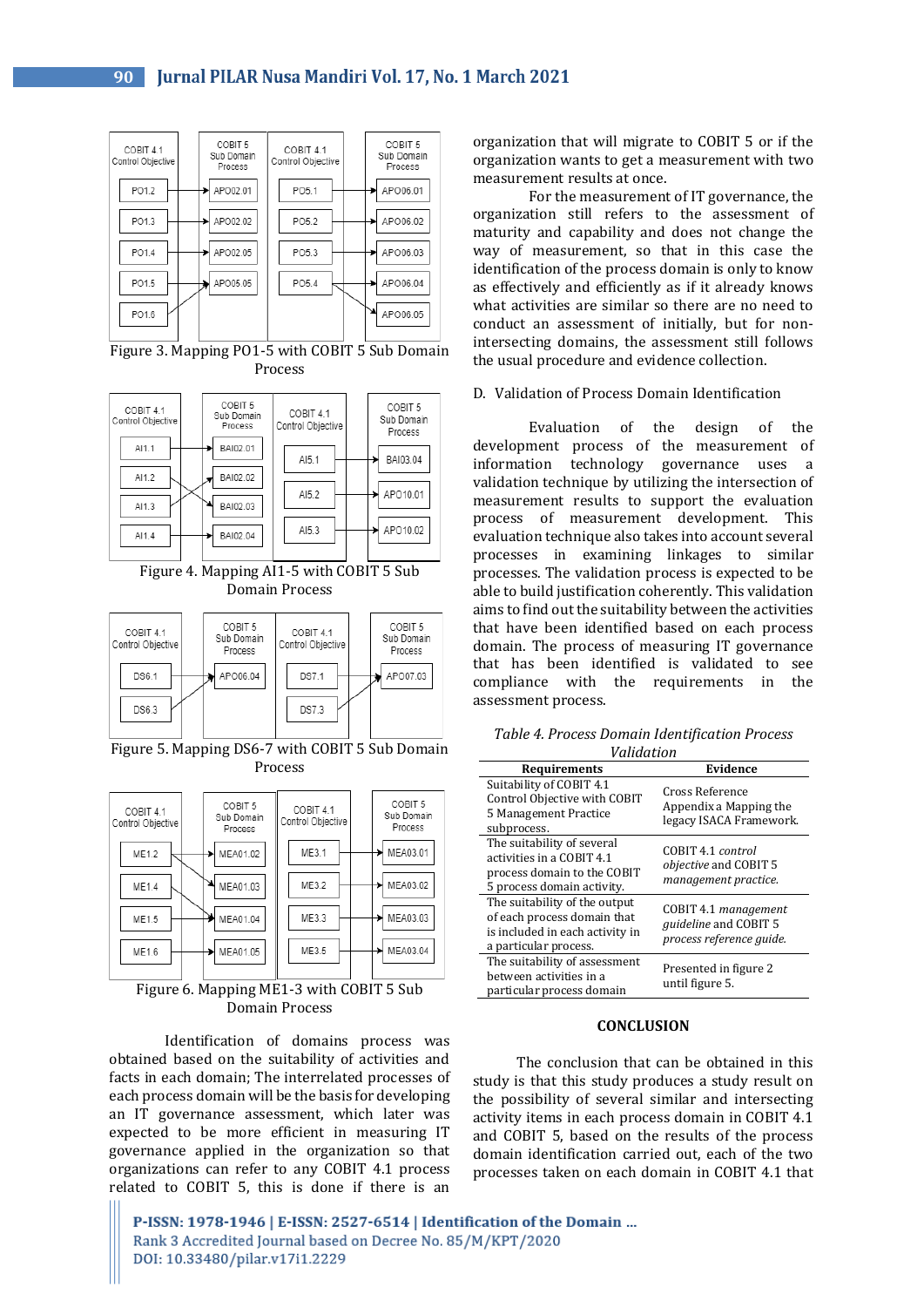Figure 3. Mapping PO1-5 with COBIT 5 Sub Domain Process

Figure 4. Mapping AI1-5 with COBIT 5 Sub Domain Process

Figure 5. Mapping DS6-7 with COBIT 5 Sub Domain Process

Figure 6. Mapping ME1-3 with COBIT 5 Sub Domain Process

Identification of domains process was obtained based on the suitability of activities and facts in each domain; The interrelated processes of each process domain will be the basis for developing an IT governance assessment, which later was expected to be more efficient in measuring IT governance applied in the organization so that organizations can refer to any COBIT 4.1 process related to COBIT 5, this is done if there is an organization that will migrate to COBIT 5 or if the organization wants to get a measurement with two measurement results at once.

For the measurement of IT governance, the organization still refers to the assessment of maturity and capability and does not change the way of measurement, so that in this case the identification of the process domain is only to know as effectively and efficiently as if it already knows what activities are similar so there are no need to conduct an assessment of initially, but for non-intersecting domains, the assessment still follows the usual procedure and evidence collection.

D. Validation of Process Domain Identification

Evaluation of the design of the development process of the measurement of information technology governance uses a validation technique by utilizing the intersection of measurement results to support the evaluation process of measurement development. This evaluation technique also takes into account several processes in examining linkages to similar processes. The validation process is expected to be able to build justification coherently. This validation aims to find out the suitability between the activities that have been identified based on each process domain. The process of measuring IT governance that has been identified is validated to see compliance with the requirements in the assessment process.

*Table 4. Process Domain Identification Process Validation*

| Requirements | Evidence |
|---|---|
| Suitability of COBIT 4.1 Control Objective with COBIT 5 Management Practice subprocess. | Cross Reference Appendix a Mapping the legacy ISACA Framework. |
| The suitability of several activities in a COBIT 4.1 process domain to the COBIT 5 process domain activity. | COBIT 4.1 *control objective* and COBIT 5 *management practice.* |
| The suitability of the output of each process domain that is included in each activity in a particular process. | COBIT 4.1 *management guideline* and COBIT 5 *process reference guide.* |
| The suitability of assessment between activities in a particular process domain | Presented in figure 2 until figure 5. |

## CONCLUSION

The conclusion that can be obtained in this study is that this study produces a study result on the possibility of several similar and intersecting activity items in each process domain in COBIT 4.1 and COBIT 5, based on the results of the process domain identification carried out, each of the two processes taken on each domain in COBIT 4.1 that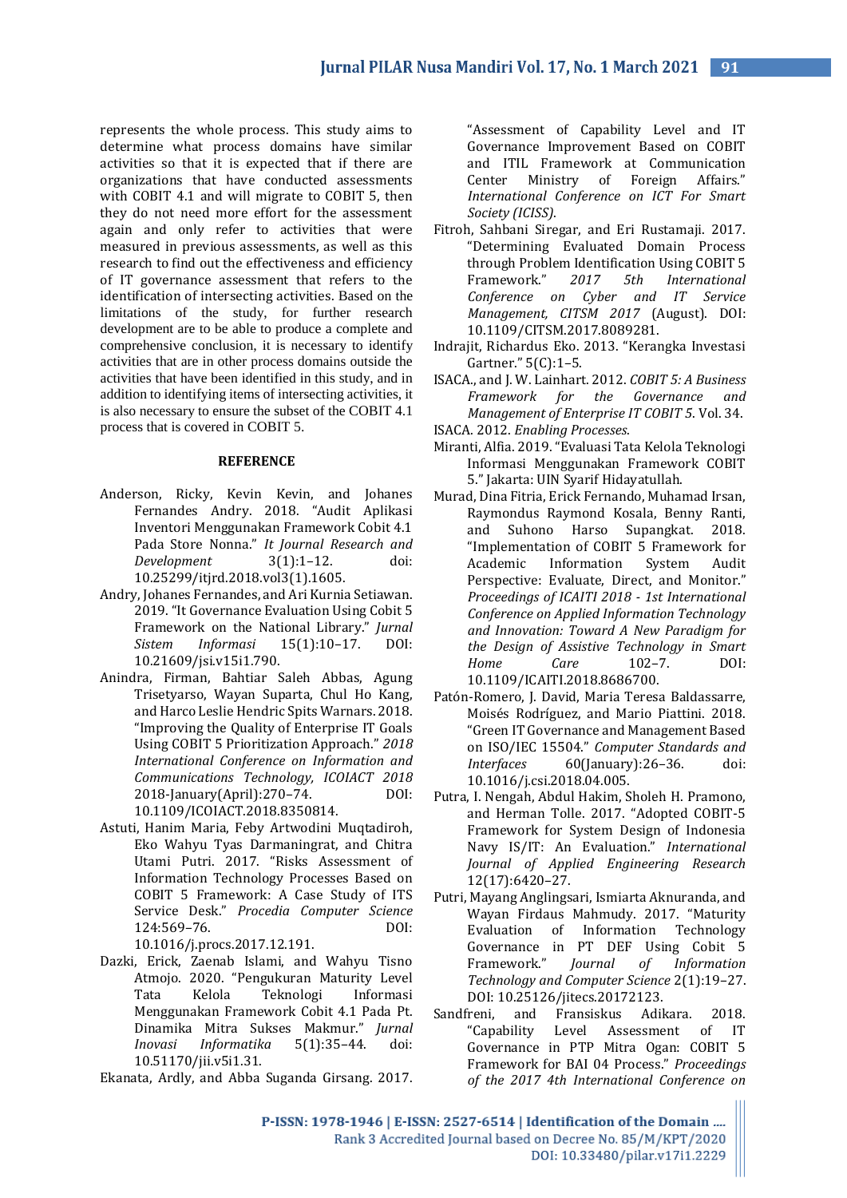represents the whole process. This study aims to determine what process domains have similar activities so that it is expected that if there are organizations that have conducted assessments with COBIT 4.1 and will migrate to COBIT 5, then they do not need more effort for the assessment again and only refer to activities that were measured in previous assessments, as well as this research to find out the effectiveness and efficiency of IT governance assessment that refers to the identification of intersecting activities. Based on the limitations of the study, for further research development are to be able to produce a complete and comprehensive conclusion, it is necessary to identify activities that are in other process domains outside the activities that have been identified in this study, and in addition to identifying items of intersecting activities, it is also necessary to ensure the subset of the COBIT 4.1 process that is covered in COBIT 5.

## REFERENCE

Anderson, Ricky, Kevin Kevin, and Johanes Fernandes Andry. 2018. "Audit Aplikasi Inventori Menggunakan Framework Cobit 4.1 Pada Store Nonna." *It Journal Research and Development* 3(1):1–12. doi: 10.25299/itjrd.2018.vol3(1).1605.

Andry, Johanes Fernandes, and Ari Kurnia Setiawan. 2019. "It Governance Evaluation Using Cobit 5 Framework on the National Library." *Jurnal Sistem Informasi* 15(1):10–17. DOI: 10.21609/jsi.v15i1.790.

Anindra, Firman, Bahtiar Saleh Abbas, Agung Trisetyarso, Wayan Suparta, Chul Ho Kang, and Harco Leslie Hendric Spits Warnars. 2018. "Improving the Quality of Enterprise IT Goals Using COBIT 5 Prioritization Approach." *2018 International Conference on Information and Communications Technology, ICOIACT 2018* 2018-January(April):270–74. DOI: 10.1109/ICOIACT.2018.8350814.

Astuti, Hanim Maria, Feby Artwodini Muqtadiroh, Eko Wahyu Tyas Darmaningrat, and Chitra Utami Putri. 2017. "Risks Assessment of Information Technology Processes Based on COBIT 5 Framework: A Case Study of ITS Service Desk." *Procedia Computer Science* 124:569–76. DOI: 10.1016/j.procs.2017.12.191.

Dazki, Erick, Zaenab Islami, and Wahyu Tisno Atmojo. 2020. "Pengukuran Maturity Level Tata Kelola Teknologi Informasi Menggunakan Framework Cobit 4.1 Pada Pt. Dinamika Mitra Sukses Makmur." *Jurnal Inovasi Informatika* 5(1):35–44. doi: 10.51170/jii.v5i1.31.

Ekanata, Ardly, and Abba Suganda Girsang. 2017. "Assessment of Capability Level and IT Governance Improvement Based on COBIT and ITIL Framework at Communication Center Ministry of Foreign Affairs." *International Conference on ICT For Smart Society (ICISS)*.

Fitroh, Sahbani Siregar, and Eri Rustamaji. 2017. "Determining Evaluated Domain Process through Problem Identification Using COBIT 5 Framework." *2017 5th International Conference on Cyber and IT Service Management, CITSM 2017* (August). DOI: 10.1109/CITSM.2017.8089281.

Indrajit, Richardus Eko. 2013. "Kerangka Investasi Gartner." 5(C):1–5.

ISACA., and J. W. Lainhart. 2012. *COBIT 5: A Business Framework for the Governance and Management of Enterprise IT COBIT 5*. Vol. 34.

ISACA. 2012. *Enabling Processes*.

Miranti, Alfia. 2019. "Evaluasi Tata Kelola Teknologi Informasi Menggunakan Framework COBIT 5." Jakarta: UIN Syarif Hidayatullah.

Murad, Dina Fitria, Erick Fernando, Muhamad Irsan, Raymondus Raymond Kosala, Benny Ranti, and Suhono Harso Supangkat. 2018. "Implementation of COBIT 5 Framework for Academic Information System Audit Perspective: Evaluate, Direct, and Monitor." *Proceedings of ICAITI 2018 - 1st International Conference on Applied Information Technology and Innovation: Toward A New Paradigm for the Design of Assistive Technology in Smart Home Care* 102–7. DOI: 10.1109/ICAITI.2018.8686700.

Patón-Romero, J. David, Maria Teresa Baldassarre, Moisés Rodríguez, and Mario Piattini. 2018. "Green IT Governance and Management Based on ISO/IEC 15504." *Computer Standards and Interfaces* 60(January):26–36. doi: 10.1016/j.csi.2018.04.005.

Putra, I. Nengah, Abdul Hakim, Sholeh H. Pramono, and Herman Tolle. 2017. "Adopted COBIT-5 Framework for System Design of Indonesia Navy IS/IT: An Evaluation." *International Journal of Applied Engineering Research* 12(17):6420–27.

Putri, Mayang Anglingsari, Ismiarta Aknuranda, and Wayan Firdaus Mahmudy. 2017. "Maturity Evaluation of Information Technology Governance in PT DEF Using Cobit 5 Framework." *Journal of Information Technology and Computer Science* 2(1):19–27. DOI: 10.25126/jitecs.20172123.

Sandfreni, and Fransiskus Adikara. 2018. "Capability Level Assessment of IT Governance in PTP Mitra Ogan: COBIT 5 Framework for BAI 04 Process." *Proceedings of the 2017 4th International Conference on*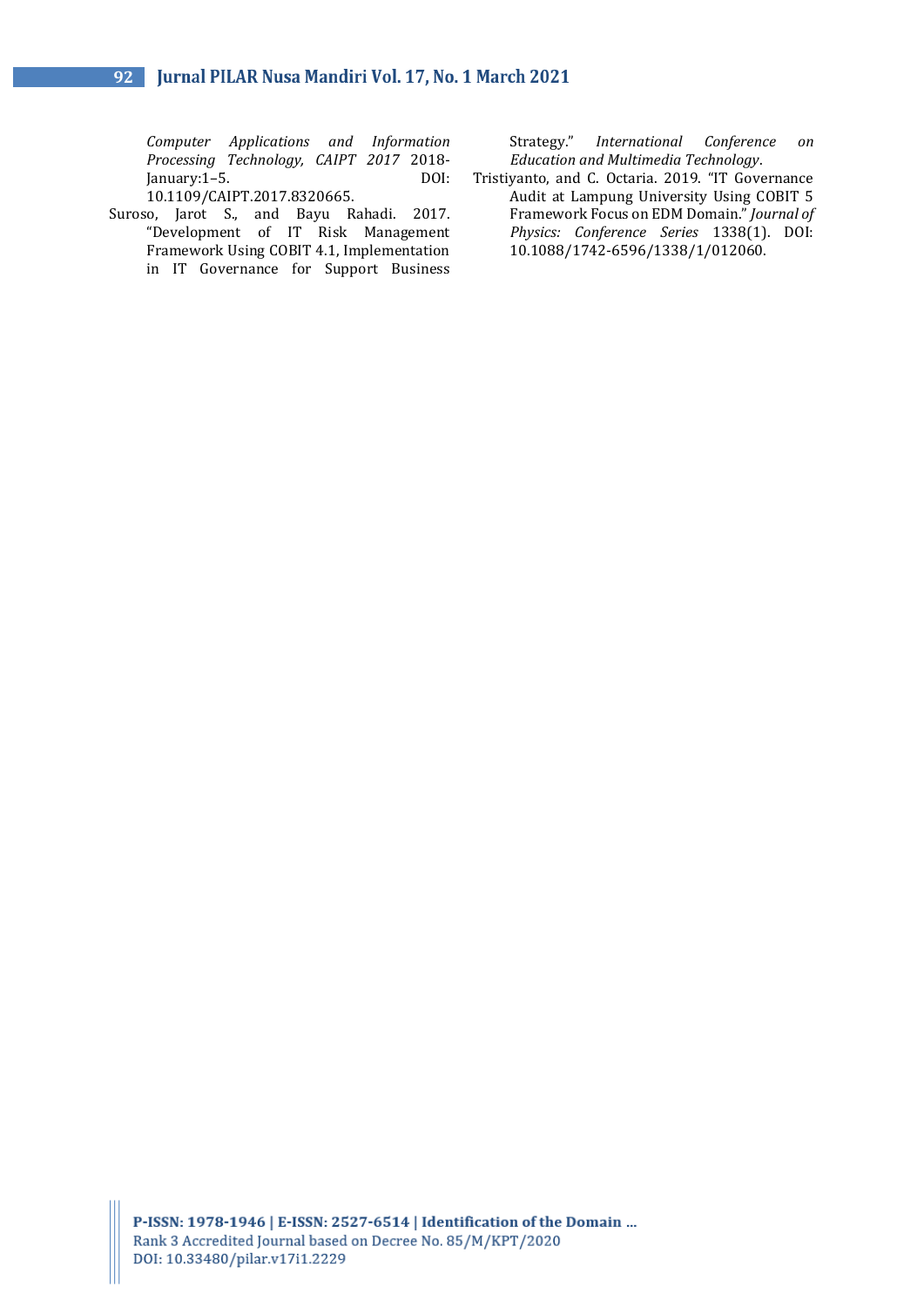*Computer Applications and Information Processing Technology, CAIPT 2017* 2018-January:1–5. DOI: 10.1109/CAIPT.2017.8320665.

Suroso, Jarot S., and Bayu Rahadi. 2017. "Development of IT Risk Management Framework Using COBIT 4.1, Implementation in IT Governance for Support Business Strategy." *International Conference on Education and Multimedia Technology*.

Tristiyanto, and C. Octaria. 2019. "IT Governance Audit at Lampung University Using COBIT 5 Framework Focus on EDM Domain." *Journal of Physics: Conference Series* 1338(1). DOI: 10.1088/1742-6596/1338/1/012060.